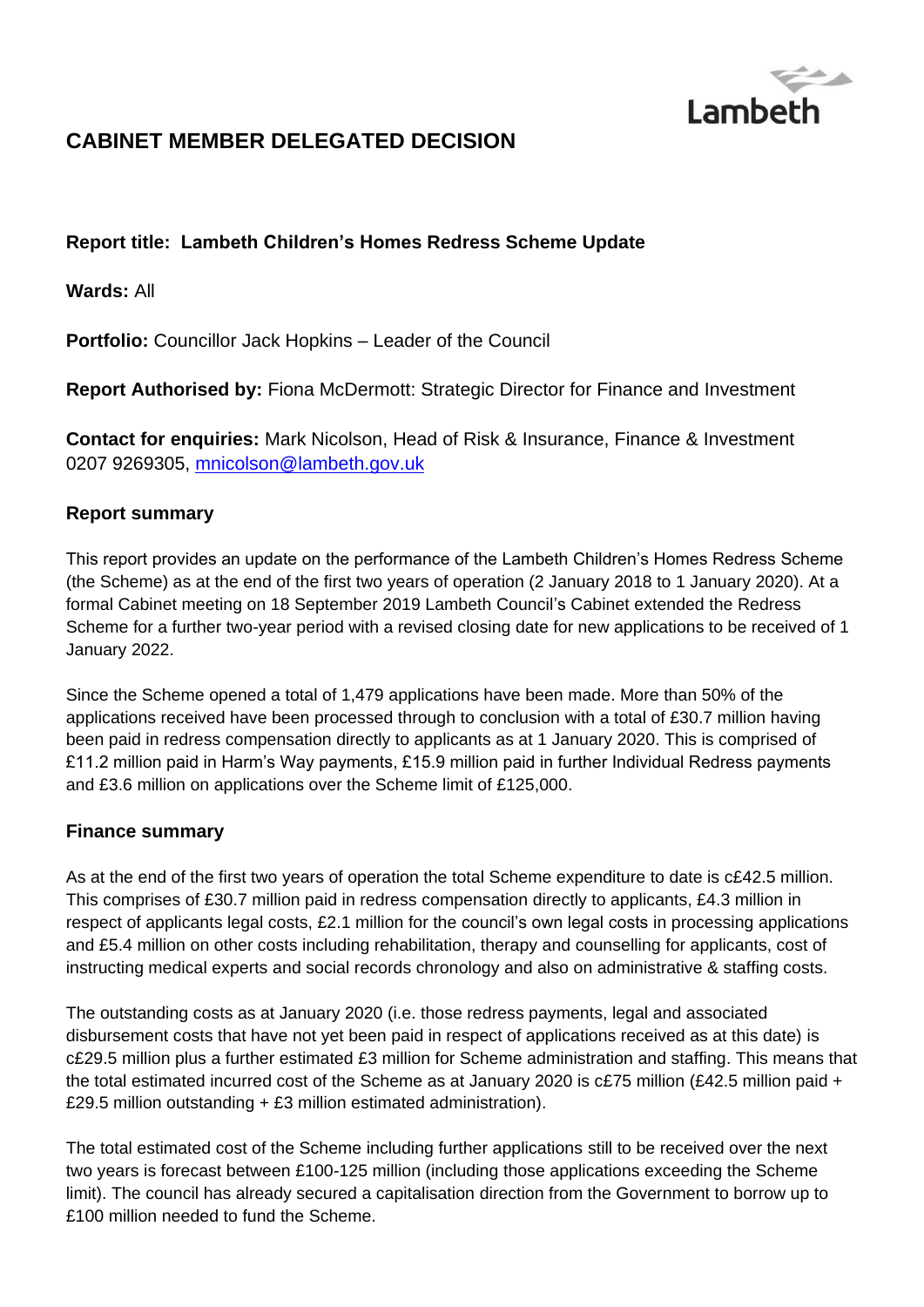Lambeth

# CABINET MEMBER DELEGATED DECISION

**Report title: Lambeth Children's Homes Redress Scheme Update**

**Wards:** All

**Portfolio:** Councillor Jack Hopkins – Leader of the Council

**Report Authorised by:** Fiona McDermott: Strategic Director for Finance and Investment

**Contact for enquiries:** Mark Nicolson, Head of Risk & Insurance, Finance & Investment 0207 9269305, mnicolson@lambeth.gov.uk

## Report summary

This report provides an update on the performance of the Lambeth Children's Homes Redress Scheme (the Scheme) as at the end of the first two years of operation (2 January 2018 to 1 January 2020). At a formal Cabinet meeting on 18 September 2019 Lambeth Council's Cabinet extended the Redress Scheme for a further two-year period with a revised closing date for new applications to be received of 1 January 2022.

Since the Scheme opened a total of 1,479 applications have been made. More than 50% of the applications received have been processed through to conclusion with a total of £30.7 million having been paid in redress compensation directly to applicants as at 1 January 2020. This is comprised of £11.2 million paid in Harm's Way payments, £15.9 million paid in further Individual Redress payments and £3.6 million on applications over the Scheme limit of £125,000.

## Finance summary

As at the end of the first two years of operation the total Scheme expenditure to date is c£42.5 million. This comprises of £30.7 million paid in redress compensation directly to applicants, £4.3 million in respect of applicants legal costs, £2.1 million for the council's own legal costs in processing applications and £5.4 million on other costs including rehabilitation, therapy and counselling for applicants, cost of instructing medical experts and social records chronology and also on administrative & staffing costs.

The outstanding costs as at January 2020 (i.e. those redress payments, legal and associated disbursement costs that have not yet been paid in respect of applications received as at this date) is c£29.5 million plus a further estimated £3 million for Scheme administration and staffing. This means that the total estimated incurred cost of the Scheme as at January 2020 is c£75 million (£42.5 million paid + £29.5 million outstanding + £3 million estimated administration).

The total estimated cost of the Scheme including further applications still to be received over the next two years is forecast between £100-125 million (including those applications exceeding the Scheme limit). The council has already secured a capitalisation direction from the Government to borrow up to £100 million needed to fund the Scheme.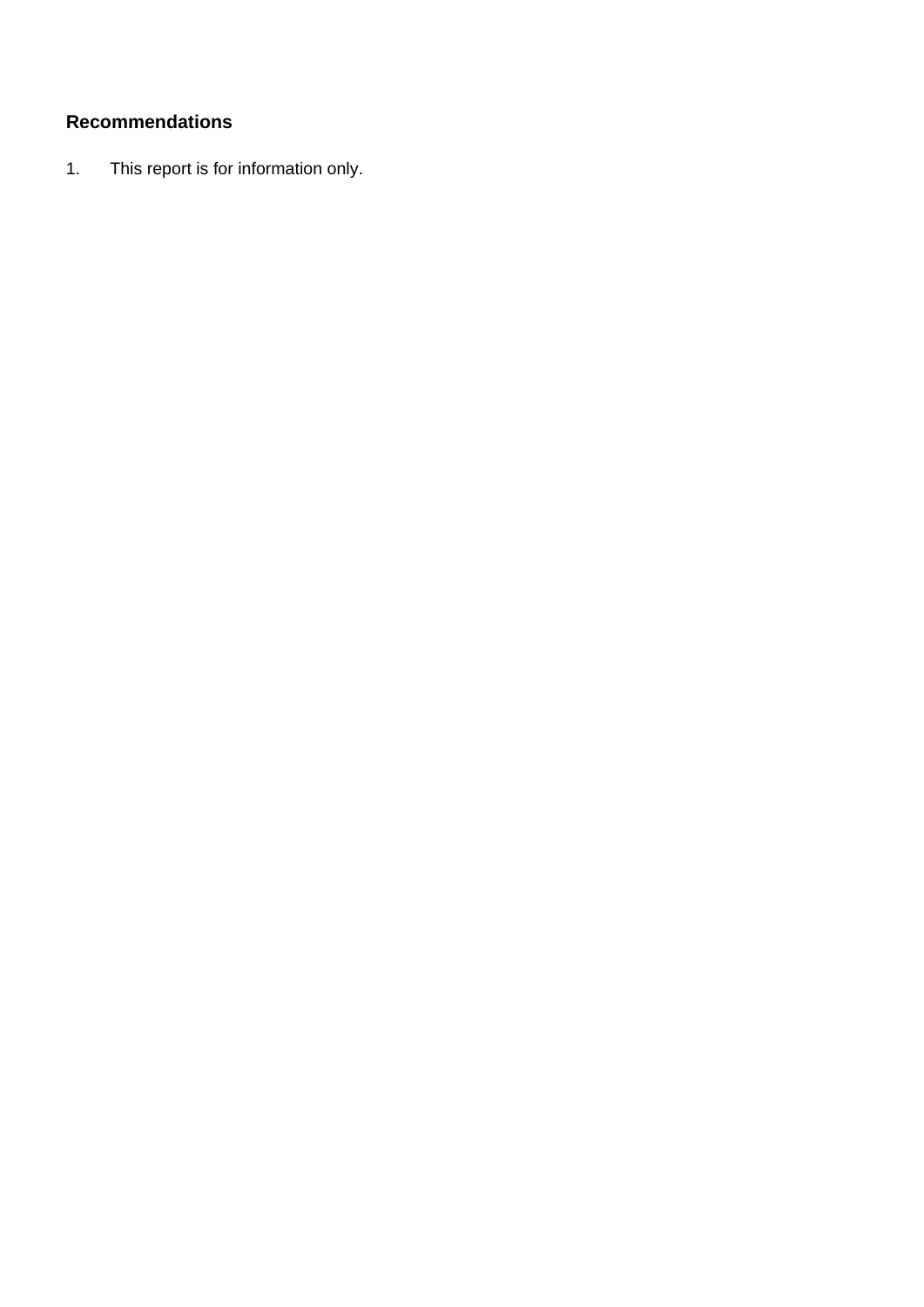## Recommendations

1. This report is for information only.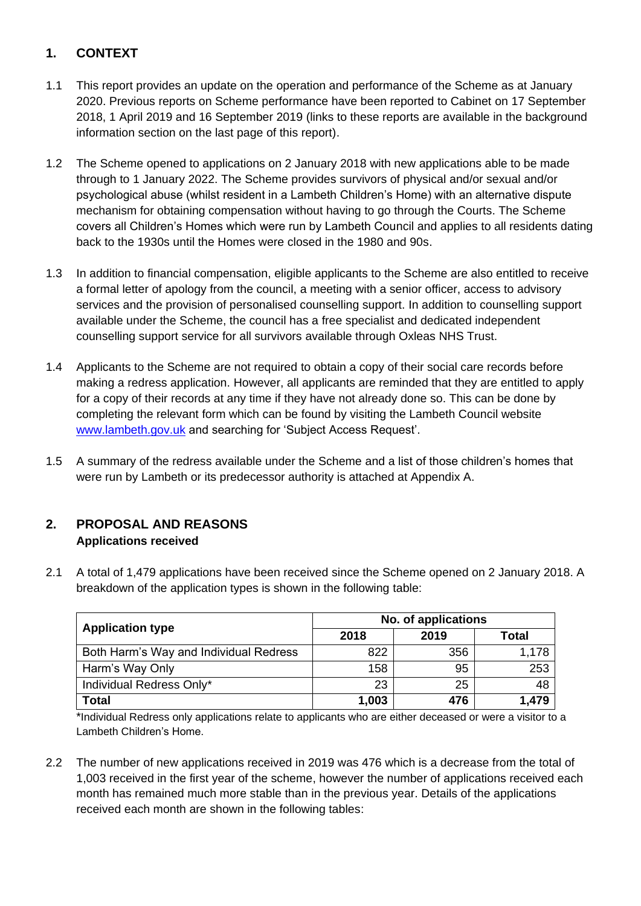## 1. CONTEXT

1.1 This report provides an update on the operation and performance of the Scheme as at January 2020. Previous reports on Scheme performance have been reported to Cabinet on 17 September 2018, 1 April 2019 and 16 September 2019 (links to these reports are available in the background information section on the last page of this report).

1.2 The Scheme opened to applications on 2 January 2018 with new applications able to be made through to 1 January 2022. The Scheme provides survivors of physical and/or sexual and/or psychological abuse (whilst resident in a Lambeth Children's Home) with an alternative dispute mechanism for obtaining compensation without having to go through the Courts. The Scheme covers all Children's Homes which were run by Lambeth Council and applies to all residents dating back to the 1930s until the Homes were closed in the 1980 and 90s.

1.3 In addition to financial compensation, eligible applicants to the Scheme are also entitled to receive a formal letter of apology from the council, a meeting with a senior officer, access to advisory services and the provision of personalised counselling support. In addition to counselling support available under the Scheme, the council has a free specialist and dedicated independent counselling support service for all survivors available through Oxleas NHS Trust.

1.4 Applicants to the Scheme are not required to obtain a copy of their social care records before making a redress application. However, all applicants are reminded that they are entitled to apply for a copy of their records at any time if they have not already done so. This can be done by completing the relevant form which can be found by visiting the Lambeth Council website [www.lambeth.gov.uk](http://www.lambeth.gov.uk) and searching for 'Subject Access Request'.

1.5 A summary of the redress available under the Scheme and a list of those children's homes that were run by Lambeth or its predecessor authority is attached at Appendix A.

## 2. PROPOSAL AND REASONS

**Applications received**

2.1 A total of 1,479 applications have been received since the Scheme opened on 2 January 2018. A breakdown of the application types is shown in the following table:

| Application type | No. of applications | | |
|---|---|---|---|
| | 2018 | 2019 | Total |
| Both Harm's Way and Individual Redress | 822 | 356 | 1,178 |
| Harm's Way Only | 158 | 95 | 253 |
| Individual Redress Only* | 23 | 25 | 48 |
| **Total** | **1,003** | **476** | **1,479** |

*Individual Redress only applications relate to applicants who are either deceased or were a visitor to a Lambeth Children's Home.

2.2 The number of new applications received in 2019 was 476 which is a decrease from the total of 1,003 received in the first year of the scheme, however the number of applications received each month has remained much more stable than in the previous year. Details of the applications received each month are shown in the following tables: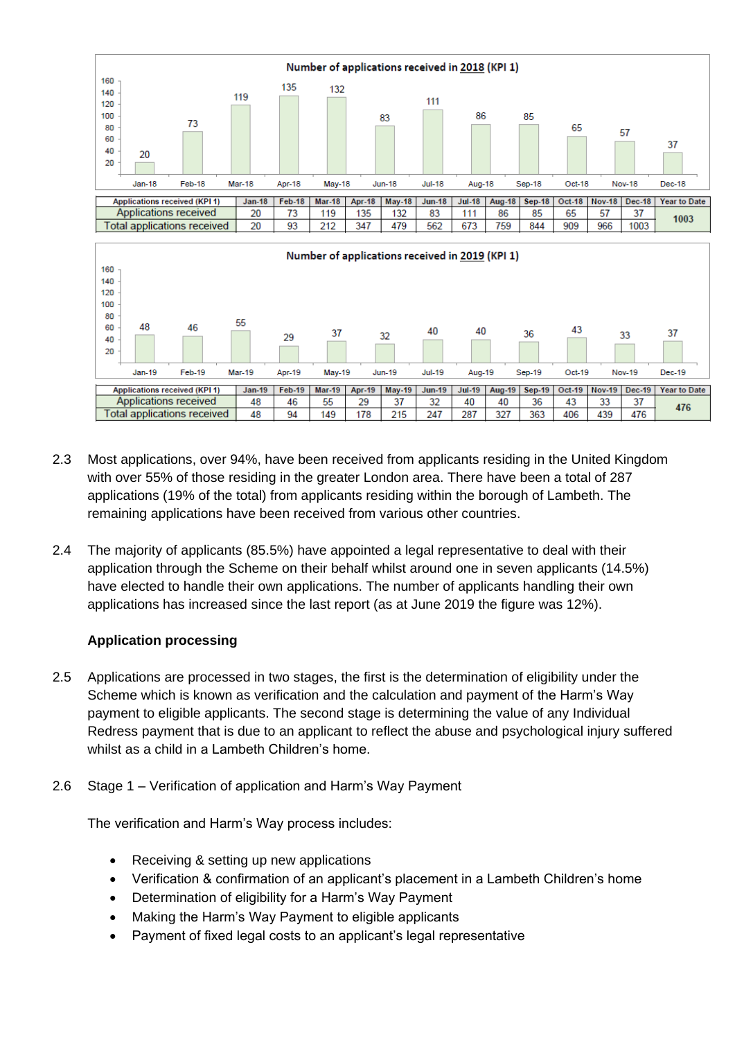**Number of applications received in 2018 (KPI 1)**

| Applications received (KPI 1) | Jan-18 | Feb-18 | Mar-18 | Apr-18 | May-18 | Jun-18 | Jul-18 | Aug-18 | Sep-18 | Oct-18 | Nov-18 | Dec-18 | Year to Date |
|---|---|---|---|---|---|---|---|---|---|---|---|---|---|
| Applications received | 20 | 73 | 119 | 135 | 132 | 83 | 111 | 86 | 85 | 65 | 57 | 37 | 1003 |
| Total applications received | 20 | 93 | 212 | 347 | 479 | 562 | 673 | 759 | 844 | 909 | 966 | 1003 | |

**Number of applications received in 2019 (KPI 1)**

| Applications received (KPI 1) | Jan-19 | Feb-19 | Mar-19 | Apr-19 | May-19 | Jun-19 | Jul-19 | Aug-19 | Sep-19 | Oct-19 | Nov-19 | Dec-19 | Year to Date |
|---|---|---|---|---|---|---|---|---|---|---|---|---|---|
| Applications received | 48 | 46 | 55 | 29 | 37 | 32 | 40 | 40 | 36 | 43 | 33 | 37 | 476 |
| Total applications received | 48 | 94 | 149 | 178 | 215 | 247 | 287 | 327 | 363 | 406 | 439 | 476 | |

2.3 Most applications, over 94%, have been received from applicants residing in the United Kingdom with over 55% of those residing in the greater London area. There have been a total of 287 applications (19% of the total) from applicants residing within the borough of Lambeth. The remaining applications have been received from various other countries.

2.4 The majority of applicants (85.5%) have appointed a legal representative to deal with their application through the Scheme on their behalf whilst around one in seven applicants (14.5%) have elected to handle their own applications. The number of applicants handling their own applications has increased since the last report (as at June 2019 the figure was 12%).

**Application processing**

2.5 Applications are processed in two stages, the first is the determination of eligibility under the Scheme which is known as verification and the calculation and payment of the Harm's Way payment to eligible applicants. The second stage is determining the value of any Individual Redress payment that is due to an applicant to reflect the abuse and psychological injury suffered whilst as a child in a Lambeth Children's home.

2.6 Stage 1 – Verification of application and Harm's Way Payment

The verification and Harm's Way process includes:

- Receiving & setting up new applications
- Verification & confirmation of an applicant's placement in a Lambeth Children's home
- Determination of eligibility for a Harm's Way Payment
- Making the Harm's Way Payment to eligible applicants
- Payment of fixed legal costs to an applicant's legal representative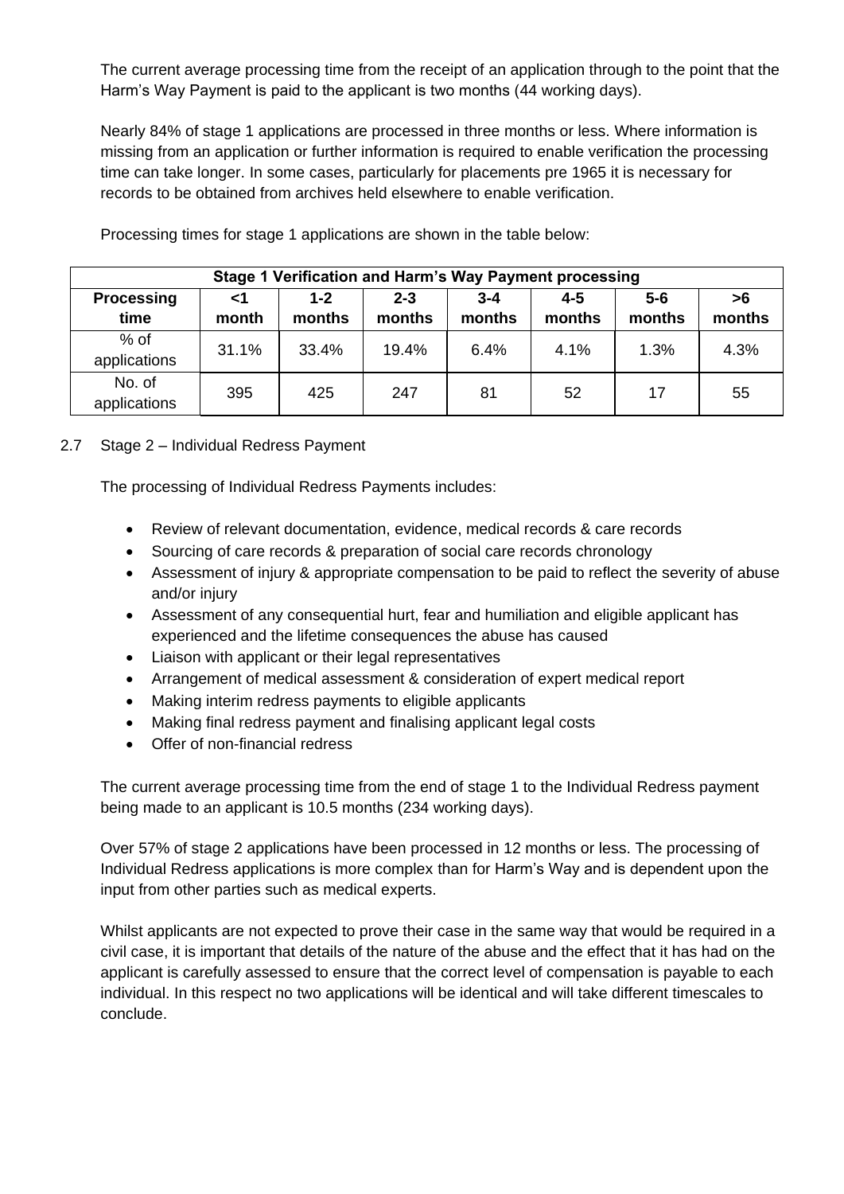The current average processing time from the receipt of an application through to the point that the Harm's Way Payment is paid to the applicant is two months (44 working days).

Nearly 84% of stage 1 applications are processed in three months or less. Where information is missing from an application or further information is required to enable verification the processing time can take longer. In some cases, particularly for placements pre 1965 it is necessary for records to be obtained from archives held elsewhere to enable verification.

Processing times for stage 1 applications are shown in the table below:

| Stage 1 Verification and Harm's Way Payment processing | | | | | | | |
|---|---|---|---|---|---|---|---|
| **Processing time** | **<1 month** | **1-2 months** | **2-3 months** | **3-4 months** | **4-5 months** | **5-6 months** | **>6 months** |
| % of applications | 31.1% | 33.4% | 19.4% | 6.4% | 4.1% | 1.3% | 4.3% |
| No. of applications | 395 | 425 | 247 | 81 | 52 | 17 | 55 |

2.7 Stage 2 – Individual Redress Payment

The processing of Individual Redress Payments includes:

- Review of relevant documentation, evidence, medical records & care records
- Sourcing of care records & preparation of social care records chronology
- Assessment of injury & appropriate compensation to be paid to reflect the severity of abuse and/or injury
- Assessment of any consequential hurt, fear and humiliation and eligible applicant has experienced and the lifetime consequences the abuse has caused
- Liaison with applicant or their legal representatives
- Arrangement of medical assessment & consideration of expert medical report
- Making interim redress payments to eligible applicants
- Making final redress payment and finalising applicant legal costs
- Offer of non-financial redress

The current average processing time from the end of stage 1 to the Individual Redress payment being made to an applicant is 10.5 months (234 working days).

Over 57% of stage 2 applications have been processed in 12 months or less. The processing of Individual Redress applications is more complex than for Harm's Way and is dependent upon the input from other parties such as medical experts.

Whilst applicants are not expected to prove their case in the same way that would be required in a civil case, it is important that details of the nature of the abuse and the effect that it has had on the applicant is carefully assessed to ensure that the correct level of compensation is payable to each individual. In this respect no two applications will be identical and will take different timescales to conclude.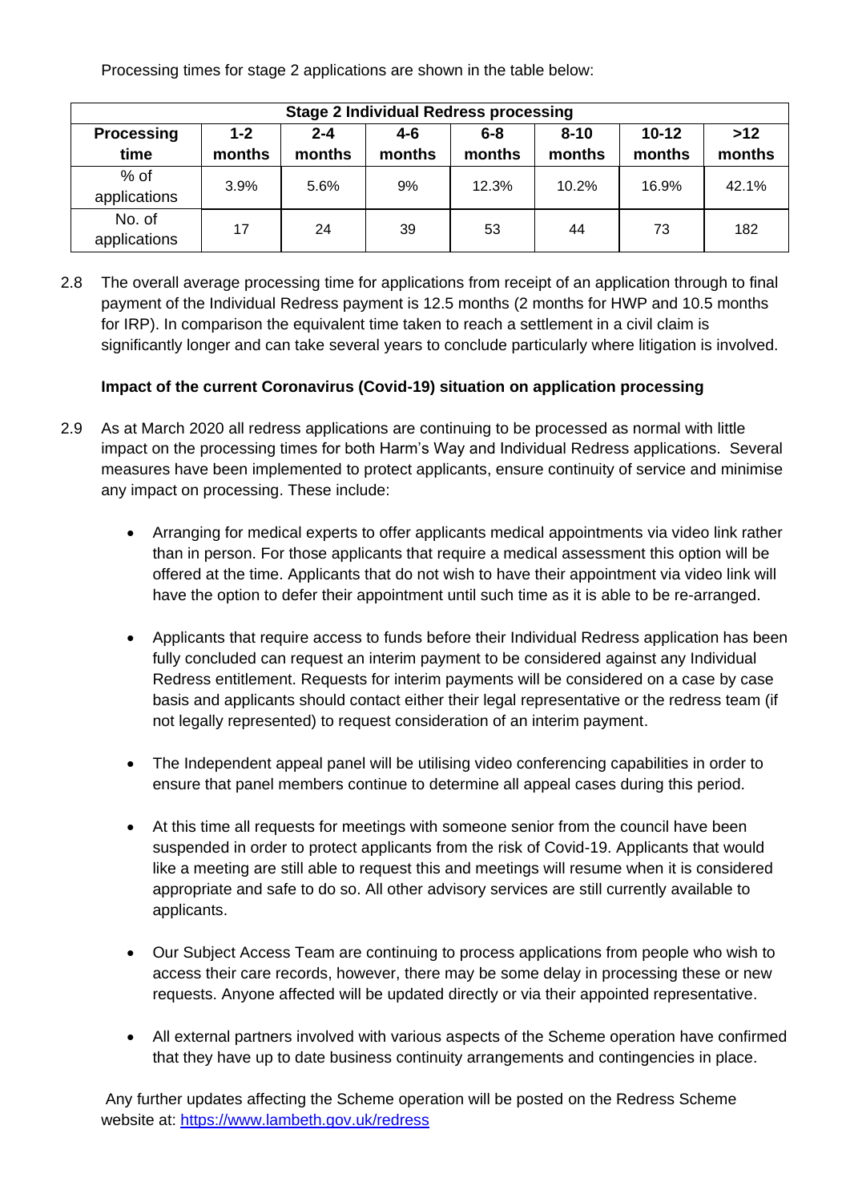Processing times for stage 2 applications are shown in the table below:

| Stage 2 Individual Redress processing | | | | | | | |
|---|---|---|---|---|---|---|---|
| **Processing time** | **1-2 months** | **2-4 months** | **4-6 months** | **6-8 months** | **8-10 months** | **10-12 months** | **>12 months** |
| % of applications | 3.9% | 5.6% | 9% | 12.3% | 10.2% | 16.9% | 42.1% |
| No. of applications | 17 | 24 | 39 | 53 | 44 | 73 | 182 |

2.8 The overall average processing time for applications from receipt of an application through to final payment of the Individual Redress payment is 12.5 months (2 months for HWP and 10.5 months for IRP). In comparison the equivalent time taken to reach a settlement in a civil claim is significantly longer and can take several years to conclude particularly where litigation is involved.

**Impact of the current Coronavirus (Covid-19) situation on application processing**

2.9 As at March 2020 all redress applications are continuing to be processed as normal with little impact on the processing times for both Harm's Way and Individual Redress applications. Several measures have been implemented to protect applicants, ensure continuity of service and minimise any impact on processing. These include:

- Arranging for medical experts to offer applicants medical appointments via video link rather than in person. For those applicants that require a medical assessment this option will be offered at the time. Applicants that do not wish to have their appointment via video link will have the option to defer their appointment until such time as it is able to be re-arranged.

- Applicants that require access to funds before their Individual Redress application has been fully concluded can request an interim payment to be considered against any Individual Redress entitlement. Requests for interim payments will be considered on a case by case basis and applicants should contact either their legal representative or the redress team (if not legally represented) to request consideration of an interim payment.

- The Independent appeal panel will be utilising video conferencing capabilities in order to ensure that panel members continue to determine all appeal cases during this period.

- At this time all requests for meetings with someone senior from the council have been suspended in order to protect applicants from the risk of Covid-19. Applicants that would like a meeting are still able to request this and meetings will resume when it is considered appropriate and safe to do so. All other advisory services are still currently available to applicants.

- Our Subject Access Team are continuing to process applications from people who wish to access their care records, however, there may be some delay in processing these or new requests. Anyone affected will be updated directly or via their appointed representative.

- All external partners involved with various aspects of the Scheme operation have confirmed that they have up to date business continuity arrangements and contingencies in place.

Any further updates affecting the Scheme operation will be posted on the Redress Scheme website at: [https://www.lambeth.gov.uk/redress](https://www.lambeth.gov.uk/redress)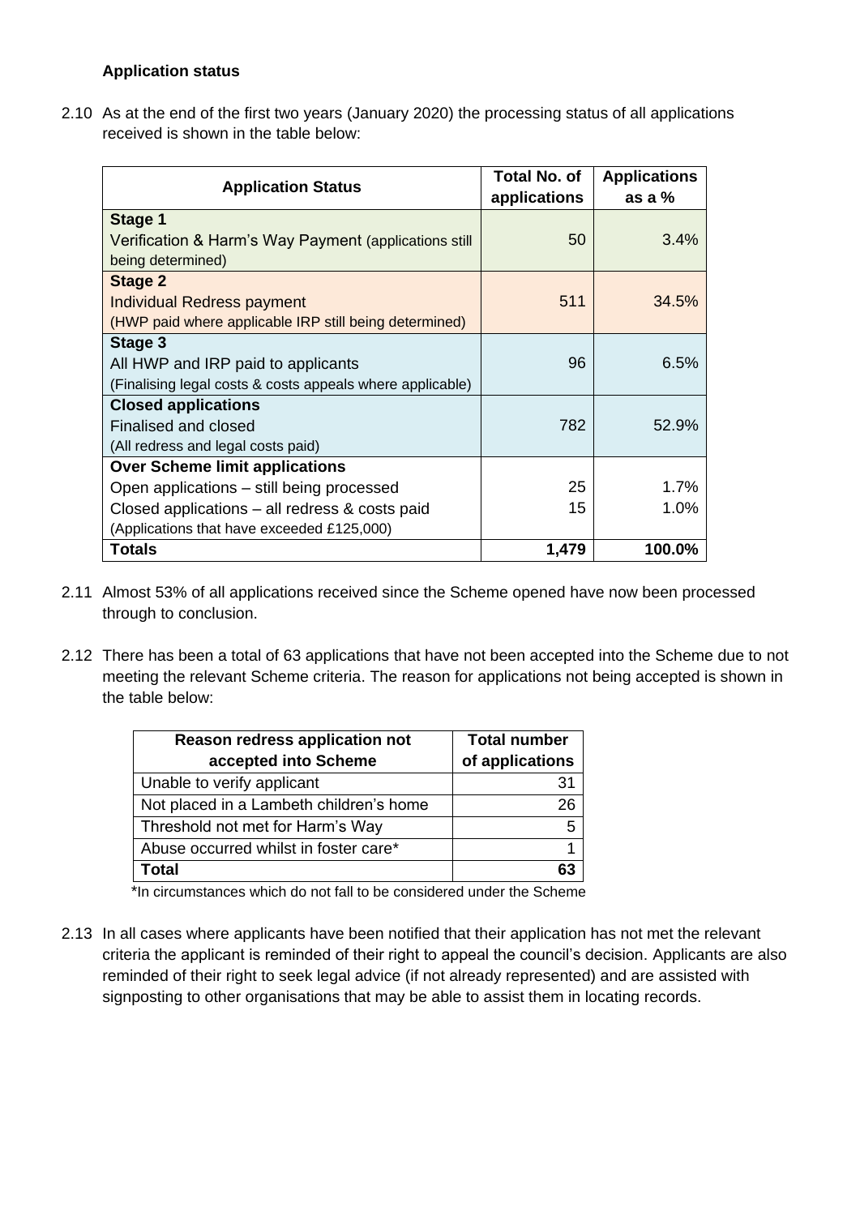**Application status**

2.10 As at the end of the first two years (January 2020) the processing status of all applications received is shown in the table below:

| Application Status | Total No. of applications | Applications as a % |
|---|---|---|
| **Stage 1**<br>Verification & Harm's Way Payment (applications still being determined) | 50 | 3.4% |
| **Stage 2**<br>Individual Redress payment<br>(HWP paid where applicable IRP still being determined) | 511 | 34.5% |
| **Stage 3**<br>All HWP and IRP paid to applicants<br>(Finalising legal costs & costs appeals where applicable) | 96 | 6.5% |
| **Closed applications**<br>Finalised and closed<br>(All redress and legal costs paid) | 782 | 52.9% |
| **Over Scheme limit applications**<br>Open applications – still being processed<br>Closed applications – all redress & costs paid<br>(Applications that have exceeded £125,000) | 25<br>15 | 1.7%<br>1.0% |
| **Totals** | **1,479** | **100.0%** |

2.11 Almost 53% of all applications received since the Scheme opened have now been processed through to conclusion.

2.12 There has been a total of 63 applications that have not been accepted into the Scheme due to not meeting the relevant Scheme criteria. The reason for applications not being accepted is shown in the table below:

| Reason redress application not accepted into Scheme | Total number of applications |
|---|---|
| Unable to verify applicant | 31 |
| Not placed in a Lambeth children's home | 26 |
| Threshold not met for Harm's Way | 5 |
| Abuse occurred whilst in foster care* | 1 |
| **Total** | **63** |

*In circumstances which do not fall to be considered under the Scheme

2.13 In all cases where applicants have been notified that their application has not met the relevant criteria the applicant is reminded of their right to appeal the council's decision. Applicants are also reminded of their right to seek legal advice (if not already represented) and are assisted with signposting to other organisations that may be able to assist them in locating records.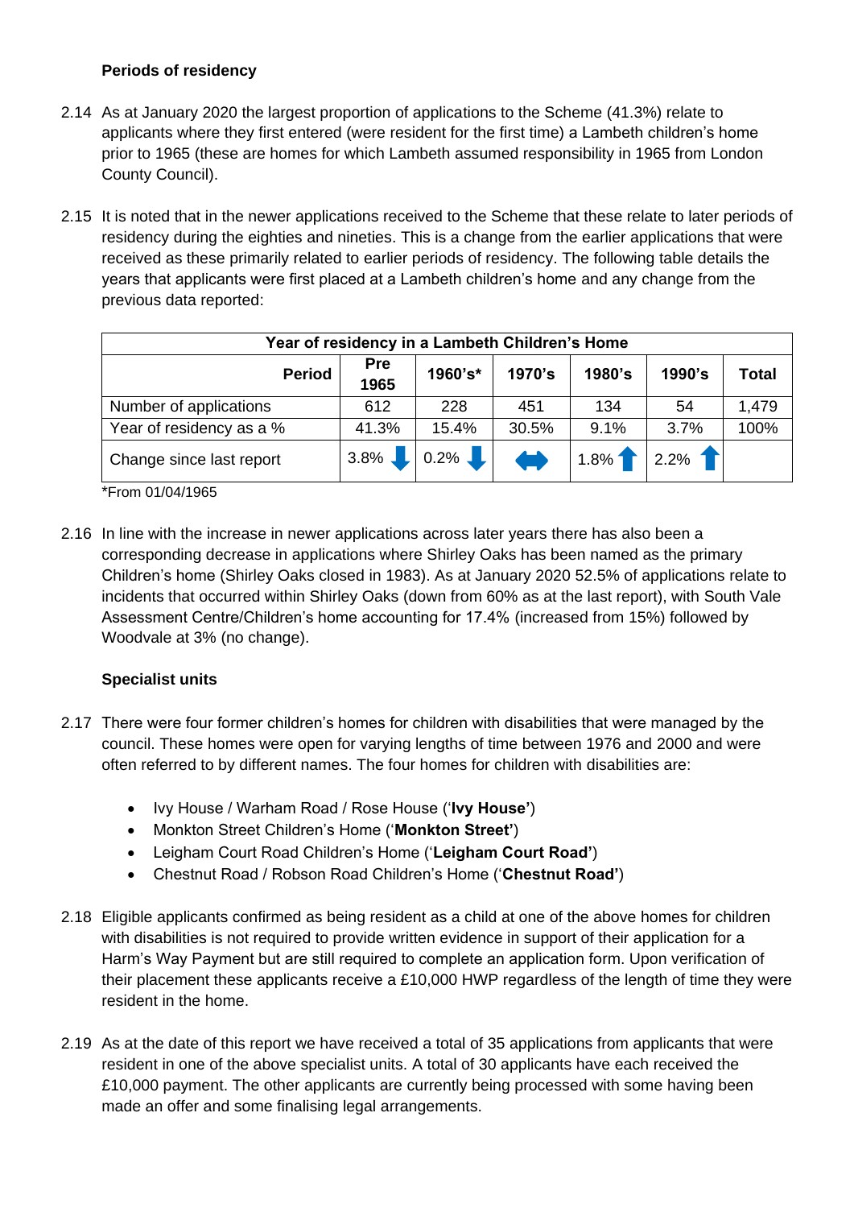**Periods of residency**

2.14 As at January 2020 the largest proportion of applications to the Scheme (41.3%) relate to applicants where they first entered (were resident for the first time) a Lambeth children's home prior to 1965 (these are homes for which Lambeth assumed responsibility in 1965 from London County Council).

2.15 It is noted that in the newer applications received to the Scheme that these relate to later periods of residency during the eighties and nineties. This is a change from the earlier applications that were received as these primarily related to earlier periods of residency. The following table details the years that applicants were first placed at a Lambeth children's home and any change from the previous data reported:

| Year of residency in a Lambeth Children's Home | | | | | | |
|---|---|---|---|---|---|---|
| **Period** | **Pre 1965** | **1960's*** | **1970's** | **1980's** | **1990's** | **Total** |
| Number of applications | 612 | 228 | 451 | 134 | 54 | 1,479 |
| Year of residency as a % | 41.3% | 15.4% | 30.5% | 9.1% | 3.7% | 100% |
| Change since last report | 3.8% ↓ | 0.2% ↓ | ↔ | 1.8% ↑ | 2.2% ↑ | |

*From 01/04/1965

2.16 In line with the increase in newer applications across later years there has also been a corresponding decrease in applications where Shirley Oaks has been named as the primary Children's home (Shirley Oaks closed in 1983). As at January 2020 52.5% of applications relate to incidents that occurred within Shirley Oaks (down from 60% as at the last report), with South Vale Assessment Centre/Children's home accounting for 17.4% (increased from 15%) followed by Woodvale at 3% (no change).

**Specialist units**

2.17 There were four former children's homes for children with disabilities that were managed by the council. These homes were open for varying lengths of time between 1976 and 2000 and were often referred to by different names. The four homes for children with disabilities are:

- Ivy House / Warham Road / Rose House ('**Ivy House'**)
- Monkton Street Children's Home ('**Monkton Street'**)
- Leigham Court Road Children's Home ('**Leigham Court Road'**)
- Chestnut Road / Robson Road Children's Home ('**Chestnut Road'**)

2.18 Eligible applicants confirmed as being resident as a child at one of the above homes for children with disabilities is not required to provide written evidence in support of their application for a Harm's Way Payment but are still required to complete an application form. Upon verification of their placement these applicants receive a £10,000 HWP regardless of the length of time they were resident in the home.

2.19 As at the date of this report we have received a total of 35 applications from applicants that were resident in one of the above specialist units. A total of 30 applicants have each received the £10,000 payment. The other applicants are currently being processed with some having been made an offer and some finalising legal arrangements.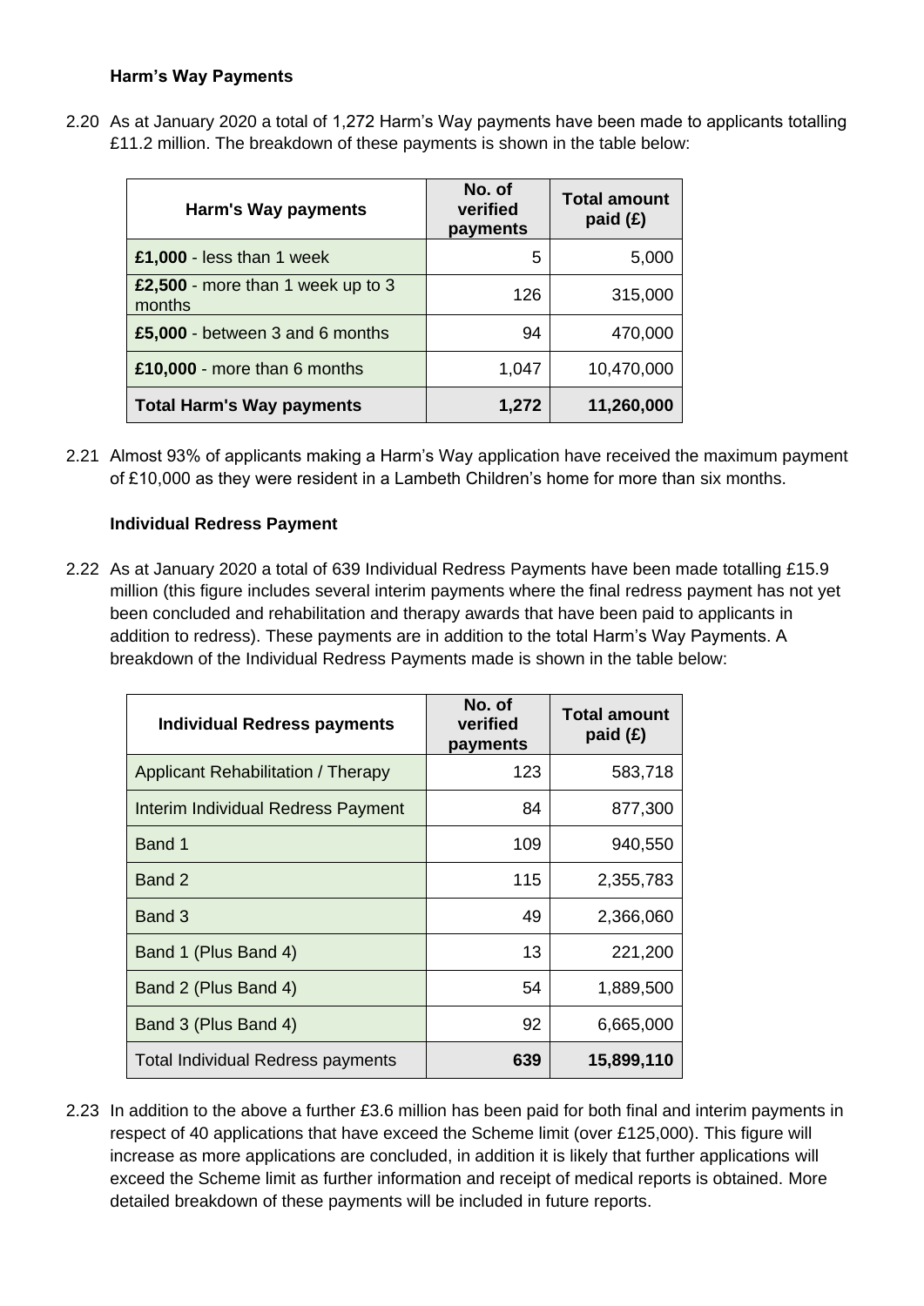### Harm's Way Payments

2.20 As at January 2020 a total of 1,272 Harm's Way payments have been made to applicants totalling £11.2 million. The breakdown of these payments is shown in the table below:

| Harm's Way payments | No. of verified payments | Total amount paid (£) |
|---|---|---|
| **£1,000** - less than 1 week | 5 | 5,000 |
| **£2,500** - more than 1 week up to 3 months | 126 | 315,000 |
| **£5,000** - between 3 and 6 months | 94 | 470,000 |
| **£10,000** - more than 6 months | 1,047 | 10,470,000 |
| **Total Harm's Way payments** | **1,272** | **11,260,000** |

2.21 Almost 93% of applicants making a Harm's Way application have received the maximum payment of £10,000 as they were resident in a Lambeth Children's home for more than six months.

### Individual Redress Payment

2.22 As at January 2020 a total of 639 Individual Redress Payments have been made totalling £15.9 million (this figure includes several interim payments where the final redress payment has not yet been concluded and rehabilitation and therapy awards that have been paid to applicants in addition to redress). These payments are in addition to the total Harm's Way Payments. A breakdown of the Individual Redress Payments made is shown in the table below:

| Individual Redress payments | No. of verified payments | Total amount paid (£) |
|---|---|---|
| Applicant Rehabilitation / Therapy | 123 | 583,718 |
| Interim Individual Redress Payment | 84 | 877,300 |
| Band 1 | 109 | 940,550 |
| Band 2 | 115 | 2,355,783 |
| Band 3 | 49 | 2,366,060 |
| Band 1 (Plus Band 4) | 13 | 221,200 |
| Band 2 (Plus Band 4) | 54 | 1,889,500 |
| Band 3 (Plus Band 4) | 92 | 6,665,000 |
| Total Individual Redress payments | **639** | **15,899,110** |

2.23 In addition to the above a further £3.6 million has been paid for both final and interim payments in respect of 40 applications that have exceed the Scheme limit (over £125,000). This figure will increase as more applications are concluded, in addition it is likely that further applications will exceed the Scheme limit as further information and receipt of medical reports is obtained. More detailed breakdown of these payments will be included in future reports.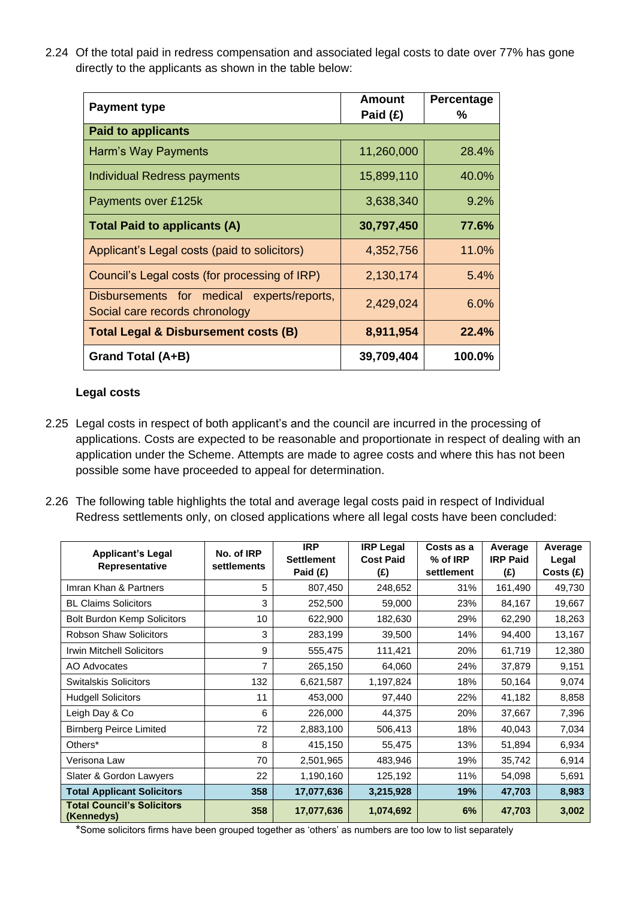2.24 Of the total paid in redress compensation and associated legal costs to date over 77% has gone directly to the applicants as shown in the table below:

| Payment type | Amount Paid (£) | Percentage % |
|---|---|---|
| **Paid to applicants** | | |
| Harm's Way Payments | 11,260,000 | 28.4% |
| Individual Redress payments | 15,899,110 | 40.0% |
| Payments over £125k | 3,638,340 | 9.2% |
| **Total Paid to applicants (A)** | **30,797,450** | **77.6%** |
| Applicant's Legal costs (paid to solicitors) | 4,352,756 | 11.0% |
| Council's Legal costs (for processing of IRP) | 2,130,174 | 5.4% |
| Disbursements for medical experts/reports, Social care records chronology | 2,429,024 | 6.0% |
| **Total Legal & Disbursement costs (B)** | **8,911,954** | **22.4%** |
| **Grand Total (A+B)** | **39,709,404** | **100.0%** |

**Legal costs**

2.25 Legal costs in respect of both applicant's and the council are incurred in the processing of applications. Costs are expected to be reasonable and proportionate in respect of dealing with an application under the Scheme. Attempts are made to agree costs and where this has not been possible some have proceeded to appeal for determination.

2.26 The following table highlights the total and average legal costs paid in respect of Individual Redress settlements only, on closed applications where all legal costs have been concluded:

| Applicant's Legal Representative | No. of IRP settlements | IRP Settlement Paid (£) | IRP Legal Cost Paid (£) | Costs as a % of IRP settlement | Average IRP Paid (£) | Average Legal Costs (£) |
|---|---|---|---|---|---|---|
| Imran Khan & Partners | 5 | 807,450 | 248,652 | 31% | 161,490 | 49,730 |
| BL Claims Solicitors | 3 | 252,500 | 59,000 | 23% | 84,167 | 19,667 |
| Bolt Burdon Kemp Solicitors | 10 | 622,900 | 182,630 | 29% | 62,290 | 18,263 |
| Robson Shaw Solicitors | 3 | 283,199 | 39,500 | 14% | 94,400 | 13,167 |
| Irwin Mitchell Solicitors | 9 | 555,475 | 111,421 | 20% | 61,719 | 12,380 |
| AO Advocates | 7 | 265,150 | 64,060 | 24% | 37,879 | 9,151 |
| Switalskis Solicitors | 132 | 6,621,587 | 1,197,824 | 18% | 50,164 | 9,074 |
| Hudgell Solicitors | 11 | 453,000 | 97,440 | 22% | 41,182 | 8,858 |
| Leigh Day & Co | 6 | 226,000 | 44,375 | 20% | 37,667 | 7,396 |
| Birnberg Peirce Limited | 72 | 2,883,100 | 506,413 | 18% | 40,043 | 7,034 |
| Others* | 8 | 415,150 | 55,475 | 13% | 51,894 | 6,934 |
| Verisona Law | 70 | 2,501,965 | 483,946 | 19% | 35,742 | 6,914 |
| Slater & Gordon Lawyers | 22 | 1,190,160 | 125,192 | 11% | 54,098 | 5,691 |
| **Total Applicant Solicitors** | **358** | **17,077,636** | **3,215,928** | **19%** | **47,703** | **8,983** |
| **Total Council's Solicitors (Kennedys)** | **358** | **17,077,636** | **1,074,692** | **6%** | **47,703** | **3,002** |

*Some solicitors firms have been grouped together as 'others' as numbers are too low to list separately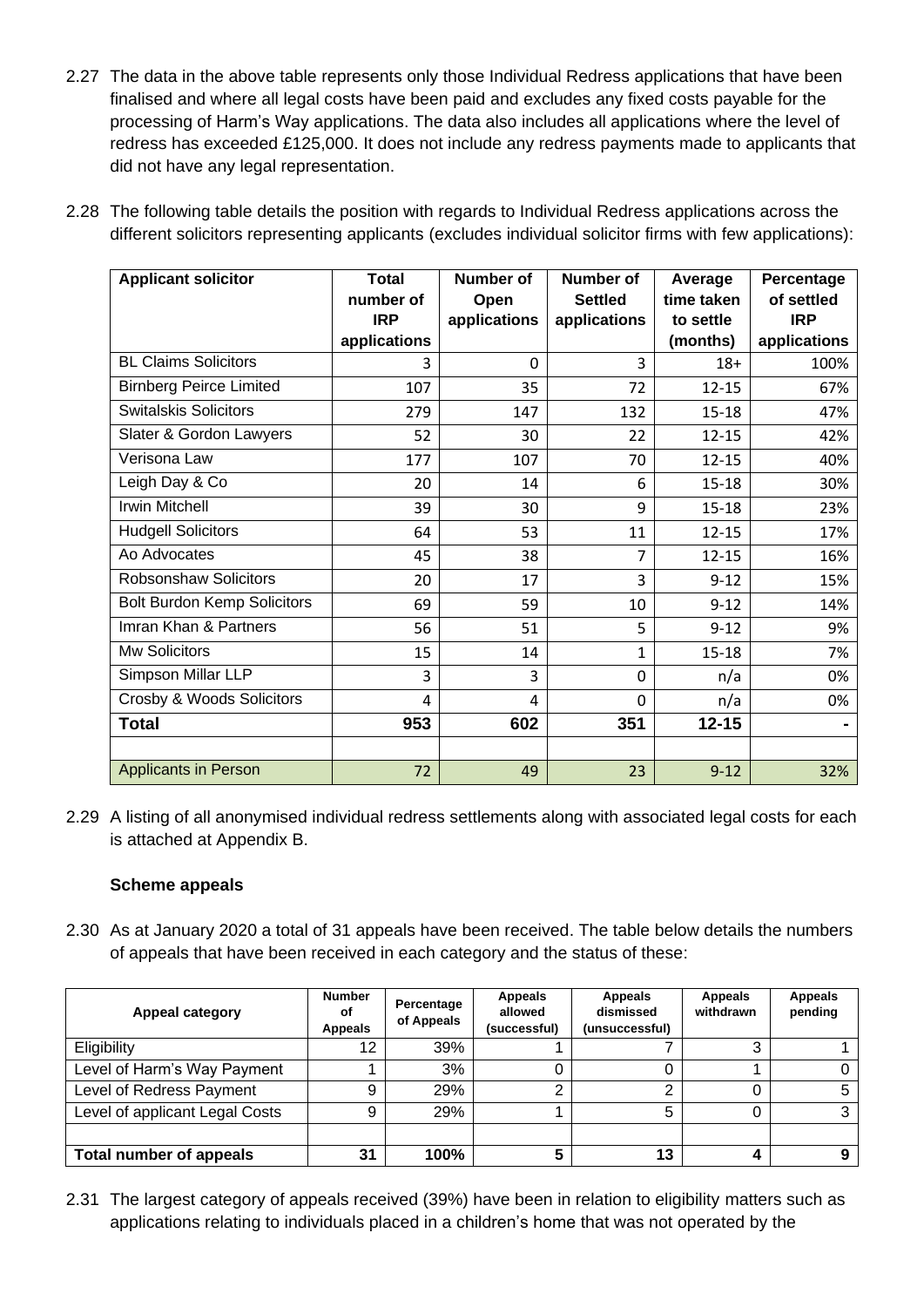2.27 The data in the above table represents only those Individual Redress applications that have been finalised and where all legal costs have been paid and excludes any fixed costs payable for the processing of Harm's Way applications. The data also includes all applications where the level of redress has exceeded £125,000. It does not include any redress payments made to applicants that did not have any legal representation.

2.28 The following table details the position with regards to Individual Redress applications across the different solicitors representing applicants (excludes individual solicitor firms with few applications):

| Applicant solicitor | Total number of IRP applications | Number of Open applications | Number of Settled applications | Average time taken to settle (months) | Percentage of settled IRP applications |
|---|---|---|---|---|---|
| BL Claims Solicitors | 3 | 0 | 3 | 18+ | 100% |
| Birnberg Peirce Limited | 107 | 35 | 72 | 12-15 | 67% |
| Switalskis Solicitors | 279 | 147 | 132 | 15-18 | 47% |
| Slater & Gordon Lawyers | 52 | 30 | 22 | 12-15 | 42% |
| Verisona Law | 177 | 107 | 70 | 12-15 | 40% |
| Leigh Day & Co | 20 | 14 | 6 | 15-18 | 30% |
| Irwin Mitchell | 39 | 30 | 9 | 15-18 | 23% |
| Hudgell Solicitors | 64 | 53 | 11 | 12-15 | 17% |
| Ao Advocates | 45 | 38 | 7 | 12-15 | 16% |
| Robsonshaw Solicitors | 20 | 17 | 3 | 9-12 | 15% |
| Bolt Burdon Kemp Solicitors | 69 | 59 | 10 | 9-12 | 14% |
| Imran Khan & Partners | 56 | 51 | 5 | 9-12 | 9% |
| Mw Solicitors | 15 | 14 | 1 | 15-18 | 7% |
| Simpson Millar LLP | 3 | 3 | 0 | n/a | 0% |
| Crosby & Woods Solicitors | 4 | 4 | 0 | n/a | 0% |
| **Total** | **953** | **602** | **351** | **12-15** | **-** |
| | | | | | |
| Applicants in Person | 72 | 49 | 23 | 9-12 | 32% |

2.29 A listing of all anonymised individual redress settlements along with associated legal costs for each is attached at Appendix B.

**Scheme appeals**

2.30 As at January 2020 a total of 31 appeals have been received. The table below details the numbers of appeals that have been received in each category and the status of these:

| Appeal category | Number of Appeals | Percentage of Appeals | Appeals allowed (successful) | Appeals dismissed (unsuccessful) | Appeals withdrawn | Appeals pending |
|---|---|---|---|---|---|---|
| Eligibility | 12 | 39% | 1 | 7 | 3 | 1 |
| Level of Harm's Way Payment | 1 | 3% | 0 | 0 | 1 | 0 |
| Level of Redress Payment | 9 | 29% | 2 | 2 | 0 | 5 |
| Level of applicant Legal Costs | 9 | 29% | 1 | 5 | 0 | 3 |
| | | | | | | |
| **Total number of appeals** | **31** | **100%** | **5** | **13** | **4** | **9** |

2.31 The largest category of appeals received (39%) have been in relation to eligibility matters such as applications relating to individuals placed in a children's home that was not operated by the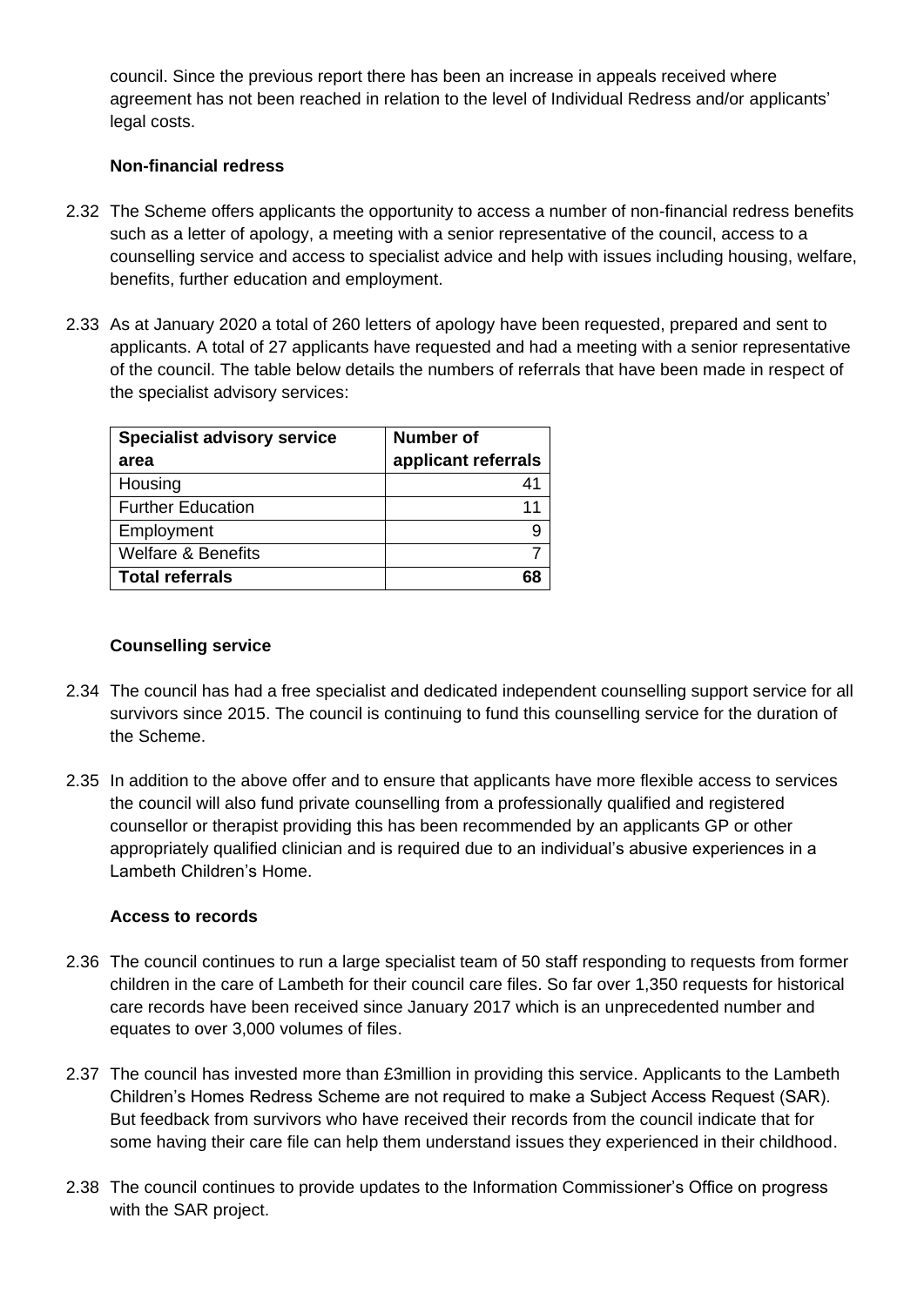council. Since the previous report there has been an increase in appeals received where agreement has not been reached in relation to the level of Individual Redress and/or applicants' legal costs.

**Non-financial redress**

2.32 The Scheme offers applicants the opportunity to access a number of non-financial redress benefits such as a letter of apology, a meeting with a senior representative of the council, access to a counselling service and access to specialist advice and help with issues including housing, welfare, benefits, further education and employment.

2.33 As at January 2020 a total of 260 letters of apology have been requested, prepared and sent to applicants. A total of 27 applicants have requested and had a meeting with a senior representative of the council. The table below details the numbers of referrals that have been made in respect of the specialist advisory services:

| Specialist advisory service area | Number of applicant referrals |
|---|---:|
| Housing | 41 |
| Further Education | 11 |
| Employment | 9 |
| Welfare & Benefits | 7 |
| **Total referrals** | **68** |

**Counselling service**

2.34 The council has had a free specialist and dedicated independent counselling support service for all survivors since 2015. The council is continuing to fund this counselling service for the duration of the Scheme.

2.35 In addition to the above offer and to ensure that applicants have more flexible access to services the council will also fund private counselling from a professionally qualified and registered counsellor or therapist providing this has been recommended by an applicants GP or other appropriately qualified clinician and is required due to an individual's abusive experiences in a Lambeth Children's Home.

**Access to records**

2.36 The council continues to run a large specialist team of 50 staff responding to requests from former children in the care of Lambeth for their council care files. So far over 1,350 requests for historical care records have been received since January 2017 which is an unprecedented number and equates to over 3,000 volumes of files.

2.37 The council has invested more than £3million in providing this service. Applicants to the Lambeth Children's Homes Redress Scheme are not required to make a Subject Access Request (SAR). But feedback from survivors who have received their records from the council indicate that for some having their care file can help them understand issues they experienced in their childhood.

2.38 The council continues to provide updates to the Information Commissioner's Office on progress with the SAR project.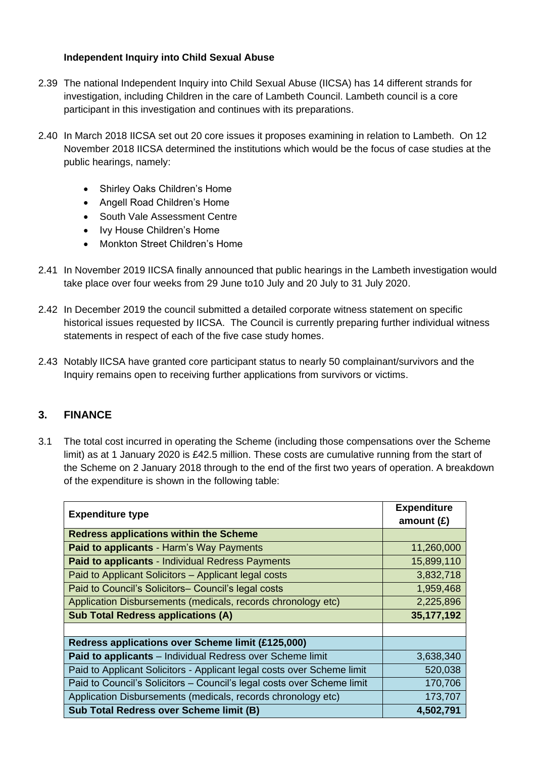**Independent Inquiry into Child Sexual Abuse**

2.39 The national Independent Inquiry into Child Sexual Abuse (IICSA) has 14 different strands for investigation, including Children in the care of Lambeth Council. Lambeth council is a core participant in this investigation and continues with its preparations.

2.40 In March 2018 IICSA set out 20 core issues it proposes examining in relation to Lambeth. On 12 November 2018 IICSA determined the institutions which would be the focus of case studies at the public hearings, namely:

- Shirley Oaks Children's Home
- Angell Road Children's Home
- South Vale Assessment Centre
- Ivy House Children's Home
- Monkton Street Children's Home

2.41 In November 2019 IICSA finally announced that public hearings in the Lambeth investigation would take place over four weeks from 29 June to10 July and 20 July to 31 July 2020.

2.42 In December 2019 the council submitted a detailed corporate witness statement on specific historical issues requested by IICSA. The Council is currently preparing further individual witness statements in respect of each of the five case study homes.

2.43 Notably IICSA have granted core participant status to nearly 50 complainant/survivors and the Inquiry remains open to receiving further applications from survivors or victims.

## 3. FINANCE

3.1 The total cost incurred in operating the Scheme (including those compensations over the Scheme limit) as at 1 January 2020 is £42.5 million. These costs are cumulative running from the start of the Scheme on 2 January 2018 through to the end of the first two years of operation. A breakdown of the expenditure is shown in the following table:

| Expenditure type | Expenditure amount (£) |
|---|---|
| **Redress applications within the Scheme** | |
| **Paid to applicants** - Harm's Way Payments | 11,260,000 |
| **Paid to applicants** - Individual Redress Payments | 15,899,110 |
| Paid to Applicant Solicitors – Applicant legal costs | 3,832,718 |
| Paid to Council's Solicitors– Council's legal costs | 1,959,468 |
| Application Disbursements (medicals, records chronology etc) | 2,225,896 |
| **Sub Total Redress applications (A)** | **35,177,192** |
| | |
| **Redress applications over Scheme limit (£125,000)** | |
| **Paid to applicants** – Individual Redress over Scheme limit | 3,638,340 |
| Paid to Applicant Solicitors - Applicant legal costs over Scheme limit | 520,038 |
| Paid to Council's Solicitors – Council's legal costs over Scheme limit | 170,706 |
| Application Disbursements (medicals, records chronology etc) | 173,707 |
| **Sub Total Redress over Scheme limit (B)** | **4,502,791** |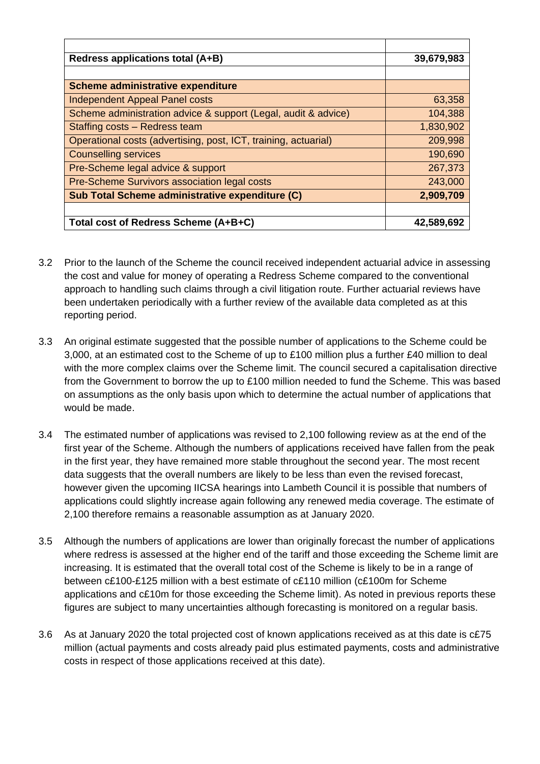| | |
|---|---|
| **Redress applications total (A+B)** | **39,679,983** |
| | |
| **Scheme administrative expenditure** | |
| Independent Appeal Panel costs | 63,358 |
| Scheme administration advice & support (Legal, audit & advice) | 104,388 |
| Staffing costs – Redress team | 1,830,902 |
| Operational costs (advertising, post, ICT, training, actuarial) | 209,998 |
| Counselling services | 190,690 |
| Pre-Scheme legal advice & support | 267,373 |
| Pre-Scheme Survivors association legal costs | 243,000 |
| **Sub Total Scheme administrative expenditure (C)** | **2,909,709** |
| | |
| **Total cost of Redress Scheme (A+B+C)** | **42,589,692** |

3.2 Prior to the launch of the Scheme the council received independent actuarial advice in assessing the cost and value for money of operating a Redress Scheme compared to the conventional approach to handling such claims through a civil litigation route. Further actuarial reviews have been undertaken periodically with a further review of the available data completed as at this reporting period.

3.3 An original estimate suggested that the possible number of applications to the Scheme could be 3,000, at an estimated cost to the Scheme of up to £100 million plus a further £40 million to deal with the more complex claims over the Scheme limit. The council secured a capitalisation directive from the Government to borrow the up to £100 million needed to fund the Scheme. This was based on assumptions as the only basis upon which to determine the actual number of applications that would be made.

3.4 The estimated number of applications was revised to 2,100 following review as at the end of the first year of the Scheme. Although the numbers of applications received have fallen from the peak in the first year, they have remained more stable throughout the second year. The most recent data suggests that the overall numbers are likely to be less than even the revised forecast, however given the upcoming IICSA hearings into Lambeth Council it is possible that numbers of applications could slightly increase again following any renewed media coverage. The estimate of 2,100 therefore remains a reasonable assumption as at January 2020.

3.5 Although the numbers of applications are lower than originally forecast the number of applications where redress is assessed at the higher end of the tariff and those exceeding the Scheme limit are increasing. It is estimated that the overall total cost of the Scheme is likely to be in a range of between c£100-£125 million with a best estimate of c£110 million (c£100m for Scheme applications and c£10m for those exceeding the Scheme limit). As noted in previous reports these figures are subject to many uncertainties although forecasting is monitored on a regular basis.

3.6 As at January 2020 the total projected cost of known applications received as at this date is c£75 million (actual payments and costs already paid plus estimated payments, costs and administrative costs in respect of those applications received at this date).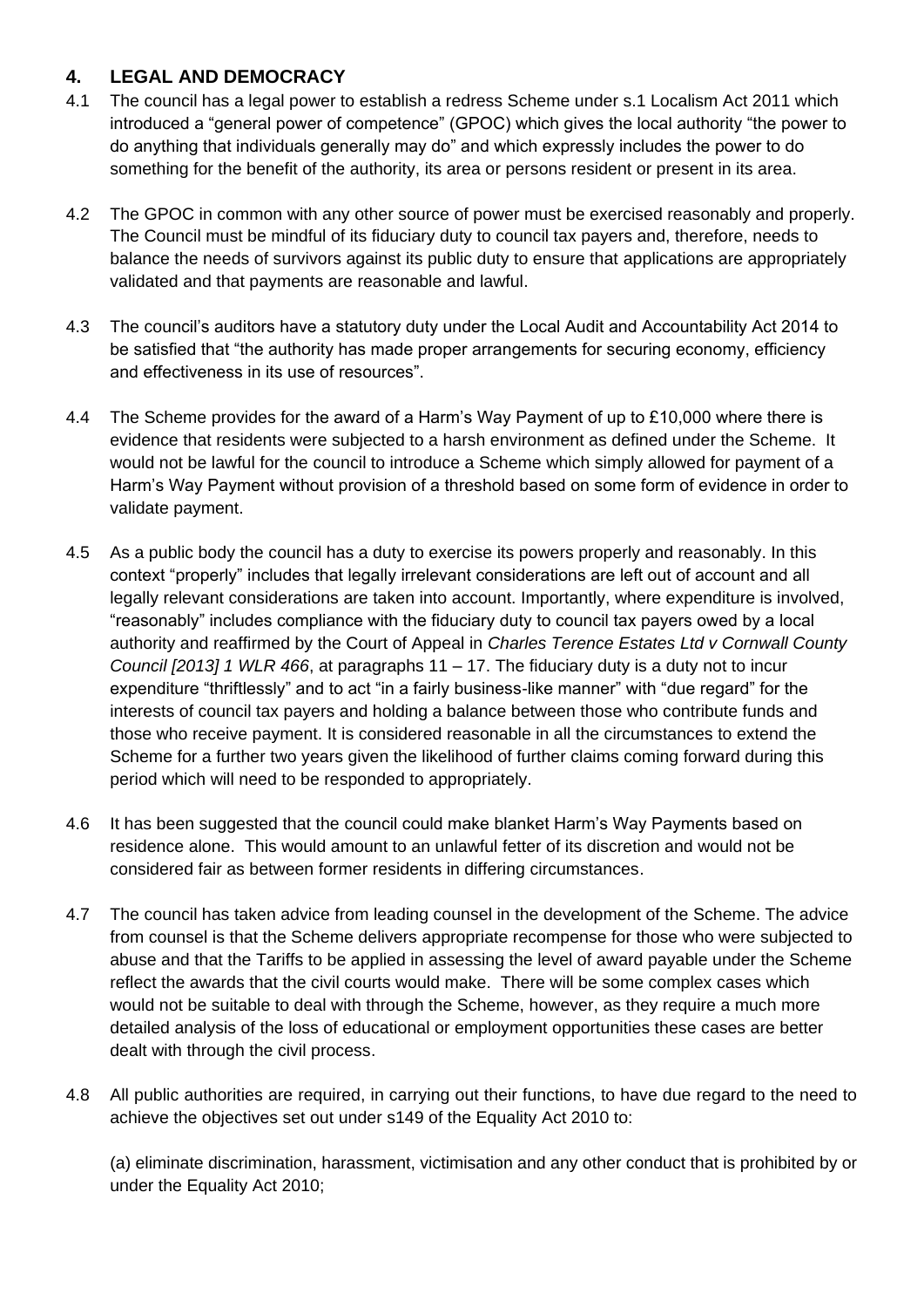## 4. LEGAL AND DEMOCRACY

4.1 The council has a legal power to establish a redress Scheme under s.1 Localism Act 2011 which introduced a "general power of competence" (GPOC) which gives the local authority "the power to do anything that individuals generally may do" and which expressly includes the power to do something for the benefit of the authority, its area or persons resident or present in its area.

4.2 The GPOC in common with any other source of power must be exercised reasonably and properly. The Council must be mindful of its fiduciary duty to council tax payers and, therefore, needs to balance the needs of survivors against its public duty to ensure that applications are appropriately validated and that payments are reasonable and lawful.

4.3 The council's auditors have a statutory duty under the Local Audit and Accountability Act 2014 to be satisfied that "the authority has made proper arrangements for securing economy, efficiency and effectiveness in its use of resources".

4.4 The Scheme provides for the award of a Harm's Way Payment of up to £10,000 where there is evidence that residents were subjected to a harsh environment as defined under the Scheme. It would not be lawful for the council to introduce a Scheme which simply allowed for payment of a Harm's Way Payment without provision of a threshold based on some form of evidence in order to validate payment.

4.5 As a public body the council has a duty to exercise its powers properly and reasonably. In this context "properly" includes that legally irrelevant considerations are left out of account and all legally relevant considerations are taken into account. Importantly, where expenditure is involved, "reasonably" includes compliance with the fiduciary duty to council tax payers owed by a local authority and reaffirmed by the Court of Appeal in *Charles Terence Estates Ltd v Cornwall County Council [2013] 1 WLR 466*, at paragraphs 11 – 17. The fiduciary duty is a duty not to incur expenditure "thriftlessly" and to act "in a fairly business-like manner" with "due regard" for the interests of council tax payers and holding a balance between those who contribute funds and those who receive payment. It is considered reasonable in all the circumstances to extend the Scheme for a further two years given the likelihood of further claims coming forward during this period which will need to be responded to appropriately.

4.6 It has been suggested that the council could make blanket Harm's Way Payments based on residence alone. This would amount to an unlawful fetter of its discretion and would not be considered fair as between former residents in differing circumstances.

4.7 The council has taken advice from leading counsel in the development of the Scheme. The advice from counsel is that the Scheme delivers appropriate recompense for those who were subjected to abuse and that the Tariffs to be applied in assessing the level of award payable under the Scheme reflect the awards that the civil courts would make. There will be some complex cases which would not be suitable to deal with through the Scheme, however, as they require a much more detailed analysis of the loss of educational or employment opportunities these cases are better dealt with through the civil process.

4.8 All public authorities are required, in carrying out their functions, to have due regard to the need to achieve the objectives set out under s149 of the Equality Act 2010 to:

(a) eliminate discrimination, harassment, victimisation and any other conduct that is prohibited by or under the Equality Act 2010;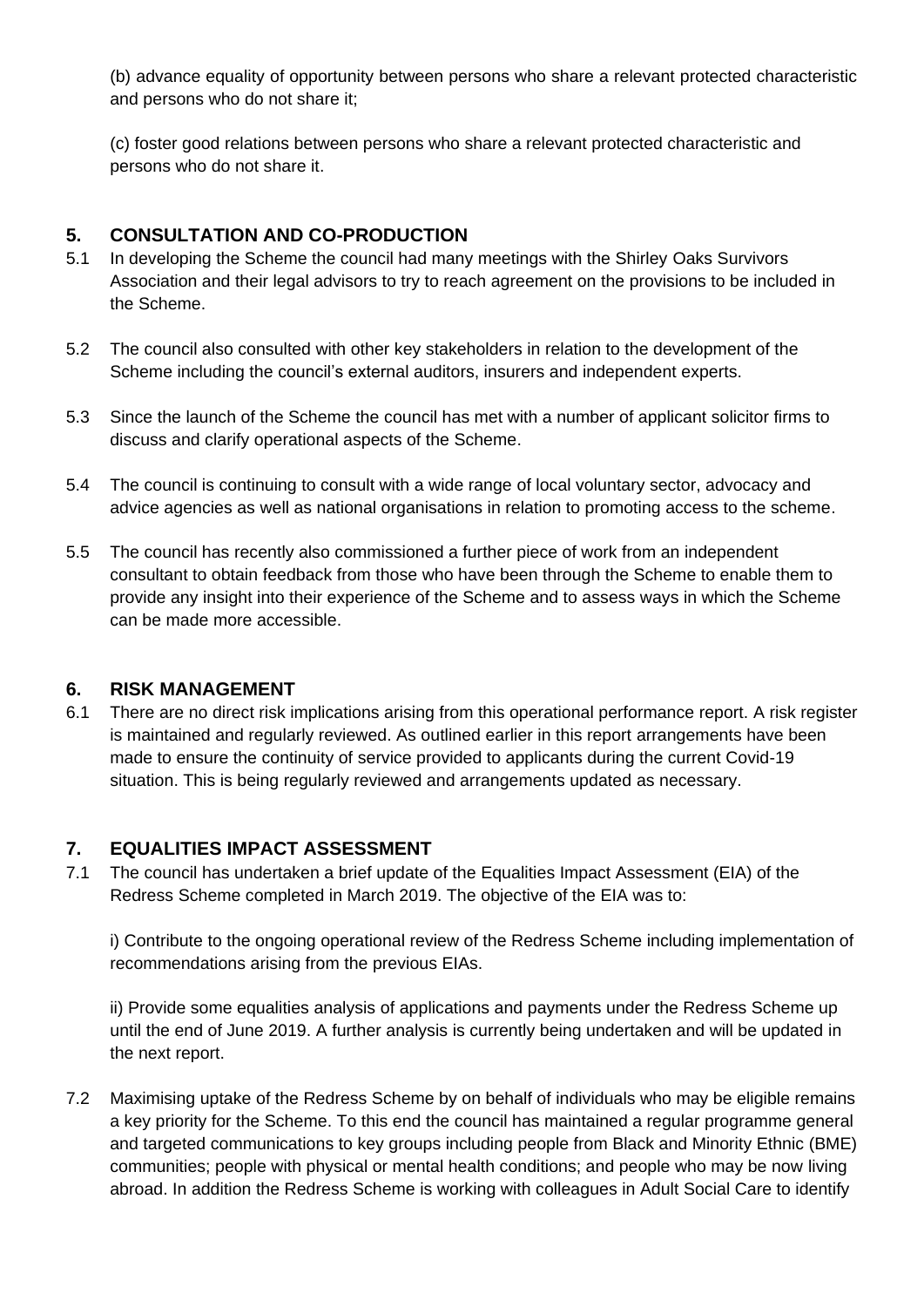(b) advance equality of opportunity between persons who share a relevant protected characteristic and persons who do not share it;

(c) foster good relations between persons who share a relevant protected characteristic and persons who do not share it.

## 5. CONSULTATION AND CO-PRODUCTION

5.1 In developing the Scheme the council had many meetings with the Shirley Oaks Survivors Association and their legal advisors to try to reach agreement on the provisions to be included in the Scheme.

5.2 The council also consulted with other key stakeholders in relation to the development of the Scheme including the council's external auditors, insurers and independent experts.

5.3 Since the launch of the Scheme the council has met with a number of applicant solicitor firms to discuss and clarify operational aspects of the Scheme.

5.4 The council is continuing to consult with a wide range of local voluntary sector, advocacy and advice agencies as well as national organisations in relation to promoting access to the scheme.

5.5 The council has recently also commissioned a further piece of work from an independent consultant to obtain feedback from those who have been through the Scheme to enable them to provide any insight into their experience of the Scheme and to assess ways in which the Scheme can be made more accessible.

## 6. RISK MANAGEMENT

6.1 There are no direct risk implications arising from this operational performance report. A risk register is maintained and regularly reviewed. As outlined earlier in this report arrangements have been made to ensure the continuity of service provided to applicants during the current Covid-19 situation. This is being regularly reviewed and arrangements updated as necessary.

## 7. EQUALITIES IMPACT ASSESSMENT

7.1 The council has undertaken a brief update of the Equalities Impact Assessment (EIA) of the Redress Scheme completed in March 2019. The objective of the EIA was to:

i) Contribute to the ongoing operational review of the Redress Scheme including implementation of recommendations arising from the previous EIAs.

ii) Provide some equalities analysis of applications and payments under the Redress Scheme up until the end of June 2019. A further analysis is currently being undertaken and will be updated in the next report.

7.2 Maximising uptake of the Redress Scheme by on behalf of individuals who may be eligible remains a key priority for the Scheme. To this end the council has maintained a regular programme general and targeted communications to key groups including people from Black and Minority Ethnic (BME) communities; people with physical or mental health conditions; and people who may be now living abroad. In addition the Redress Scheme is working with colleagues in Adult Social Care to identify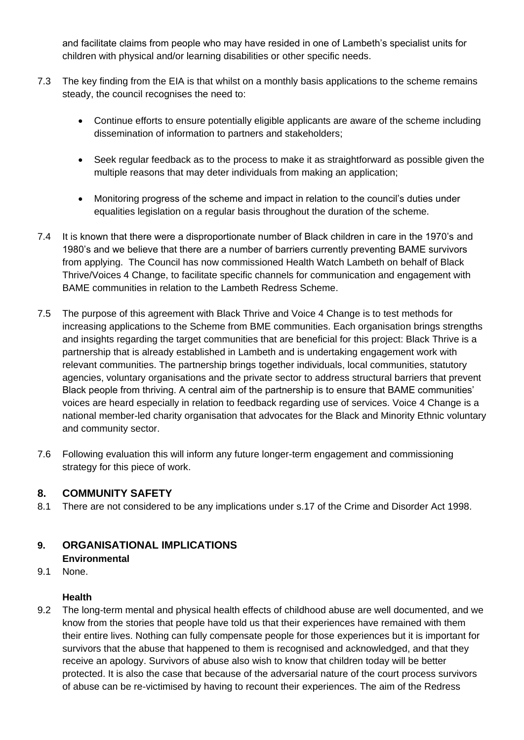and facilitate claims from people who may have resided in one of Lambeth's specialist units for children with physical and/or learning disabilities or other specific needs.

7.3 The key finding from the EIA is that whilst on a monthly basis applications to the scheme remains steady, the council recognises the need to:

- Continue efforts to ensure potentially eligible applicants are aware of the scheme including dissemination of information to partners and stakeholders;
- Seek regular feedback as to the process to make it as straightforward as possible given the multiple reasons that may deter individuals from making an application;
- Monitoring progress of the scheme and impact in relation to the council's duties under equalities legislation on a regular basis throughout the duration of the scheme.

7.4 It is known that there were a disproportionate number of Black children in care in the 1970's and 1980's and we believe that there are a number of barriers currently preventing BAME survivors from applying. The Council has now commissioned Health Watch Lambeth on behalf of Black Thrive/Voices 4 Change, to facilitate specific channels for communication and engagement with BAME communities in relation to the Lambeth Redress Scheme.

7.5 The purpose of this agreement with Black Thrive and Voice 4 Change is to test methods for increasing applications to the Scheme from BME communities. Each organisation brings strengths and insights regarding the target communities that are beneficial for this project: Black Thrive is a partnership that is already established in Lambeth and is undertaking engagement work with relevant communities. The partnership brings together individuals, local communities, statutory agencies, voluntary organisations and the private sector to address structural barriers that prevent Black people from thriving. A central aim of the partnership is to ensure that BAME communities' voices are heard especially in relation to feedback regarding use of services. Voice 4 Change is a national member-led charity organisation that advocates for the Black and Minority Ethnic voluntary and community sector.

7.6 Following evaluation this will inform any future longer-term engagement and commissioning strategy for this piece of work.

## 8. COMMUNITY SAFETY

8.1 There are not considered to be any implications under s.17 of the Crime and Disorder Act 1998.

## 9. ORGANISATIONAL IMPLICATIONS

**Environmental**

9.1 None.

**Health**

9.2 The long-term mental and physical health effects of childhood abuse are well documented, and we know from the stories that people have told us that their experiences have remained with them their entire lives. Nothing can fully compensate people for those experiences but it is important for survivors that the abuse that happened to them is recognised and acknowledged, and that they receive an apology. Survivors of abuse also wish to know that children today will be better protected. It is also the case that because of the adversarial nature of the court process survivors of abuse can be re-victimised by having to recount their experiences. The aim of the Redress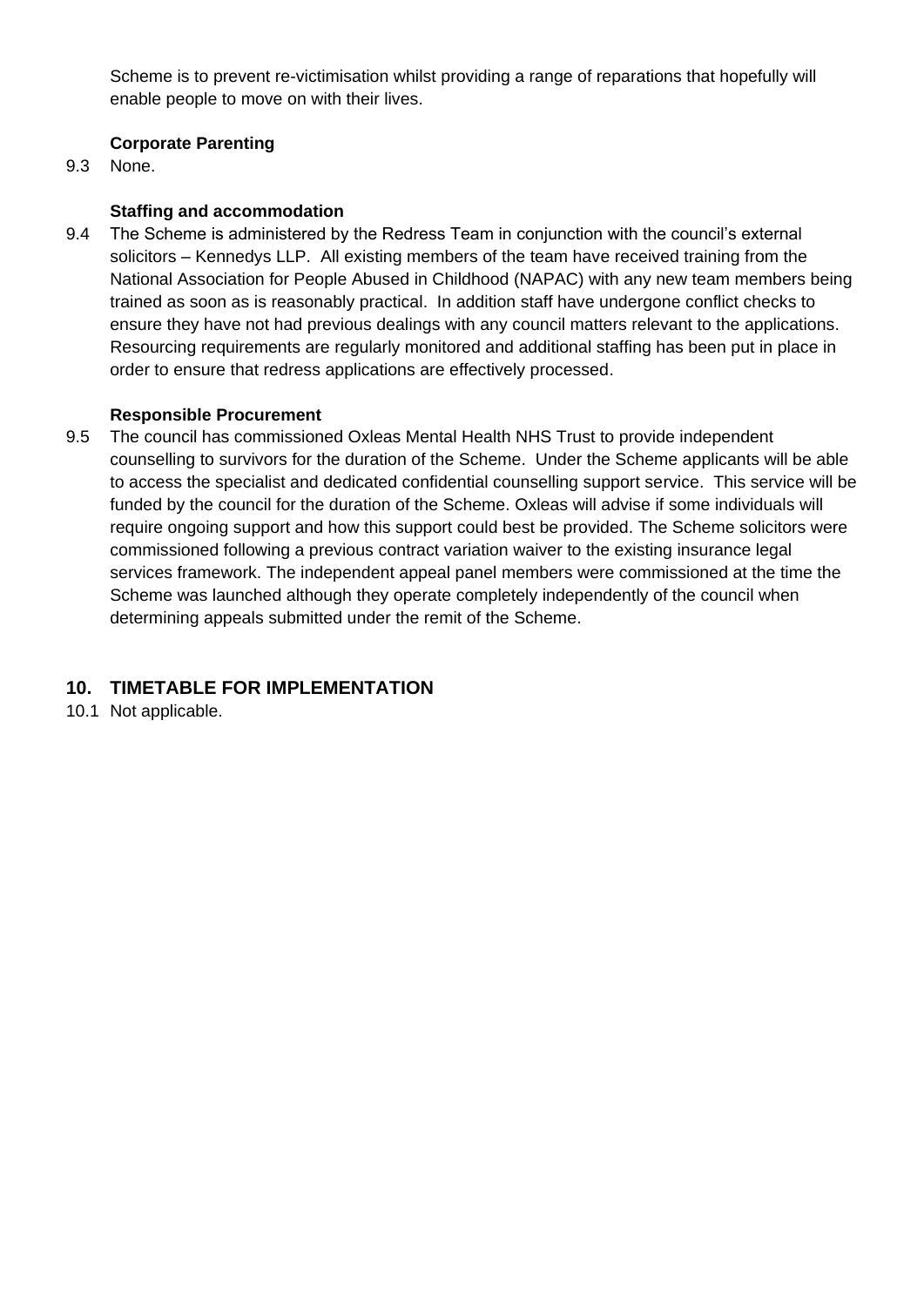Scheme is to prevent re-victimisation whilst providing a range of reparations that hopefully will enable people to move on with their lives.

**Corporate Parenting**

9.3 None.

**Staffing and accommodation**

9.4 The Scheme is administered by the Redress Team in conjunction with the council's external solicitors – Kennedys LLP. All existing members of the team have received training from the National Association for People Abused in Childhood (NAPAC) with any new team members being trained as soon as is reasonably practical. In addition staff have undergone conflict checks to ensure they have not had previous dealings with any council matters relevant to the applications. Resourcing requirements are regularly monitored and additional staffing has been put in place in order to ensure that redress applications are effectively processed.

**Responsible Procurement**

9.5 The council has commissioned Oxleas Mental Health NHS Trust to provide independent counselling to survivors for the duration of the Scheme. Under the Scheme applicants will be able to access the specialist and dedicated confidential counselling support service. This service will be funded by the council for the duration of the Scheme. Oxleas will advise if some individuals will require ongoing support and how this support could best be provided. The Scheme solicitors were commissioned following a previous contract variation waiver to the existing insurance legal services framework. The independent appeal panel members were commissioned at the time the Scheme was launched although they operate completely independently of the council when determining appeals submitted under the remit of the Scheme.

## 10. TIMETABLE FOR IMPLEMENTATION

10.1 Not applicable.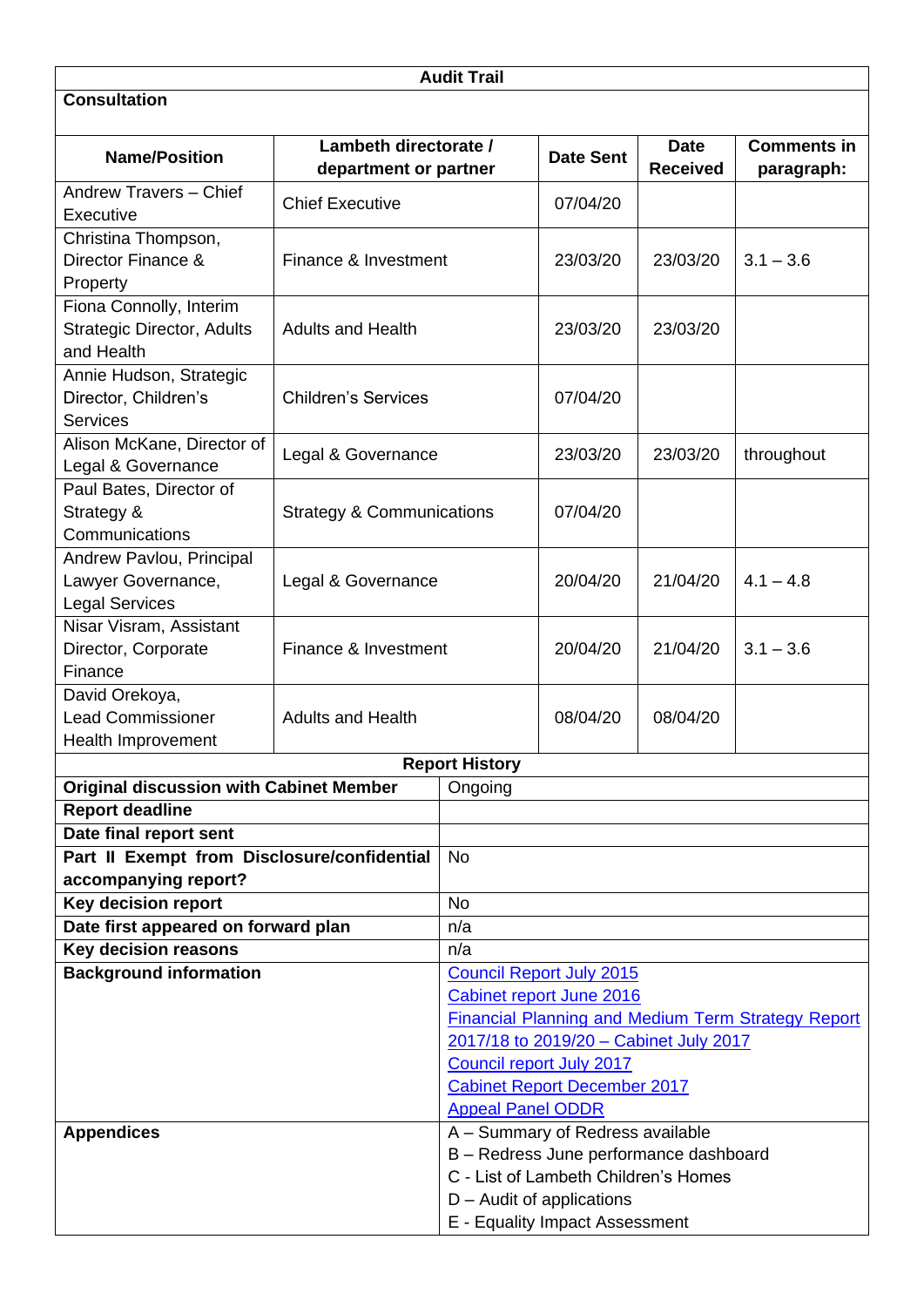**Audit Trail**

**Consultation**

| Name/Position | Lambeth directorate / department or partner | Date Sent | Date Received | Comments in paragraph: |
|---|---|---|---|---|
| Andrew Travers – Chief Executive | Chief Executive | 07/04/20 | | |
| Christina Thompson, Director Finance & Property | Finance & Investment | 23/03/20 | 23/03/20 | 3.1 – 3.6 |
| Fiona Connolly, Interim Strategic Director, Adults and Health | Adults and Health | 23/03/20 | 23/03/20 | |
| Annie Hudson, Strategic Director, Children's Services | Children's Services | 07/04/20 | | |
| Alison McKane, Director of Legal & Governance | Legal & Governance | 23/03/20 | 23/03/20 | throughout |
| Paul Bates, Director of Strategy & Communications | Strategy & Communications | 07/04/20 | | |
| Andrew Pavlou, Principal Lawyer Governance, Legal Services | Legal & Governance | 20/04/20 | 21/04/20 | 4.1 – 4.8 |
| Nisar Visram, Assistant Director, Corporate Finance | Finance & Investment | 20/04/20 | 21/04/20 | 3.1 – 3.6 |
| David Orekoya, Lead Commissioner Health Improvement | Adults and Health | 08/04/20 | 08/04/20 | |

**Report History**

| | |
|---|---|
| **Original discussion with Cabinet Member** | Ongoing |
| **Report deadline** | |
| **Date final report sent** | |
| **Part II Exempt from Disclosure/confidential accompanying report?** | No |
| **Key decision report** | No |
| **Date first appeared on forward plan** | n/a |
| **Key decision reasons** | n/a |
| **Background information** | Council Report July 2015<br>Cabinet report June 2016<br>Financial Planning and Medium Term Strategy Report 2017/18 to 2019/20 – Cabinet July 2017<br>Council report July 2017<br>Cabinet Report December 2017<br>Appeal Panel ODDR |
| **Appendices** | A – Summary of Redress available<br>B – Redress June performance dashboard<br>C - List of Lambeth Children's Homes<br>D – Audit of applications<br>E - Equality Impact Assessment |